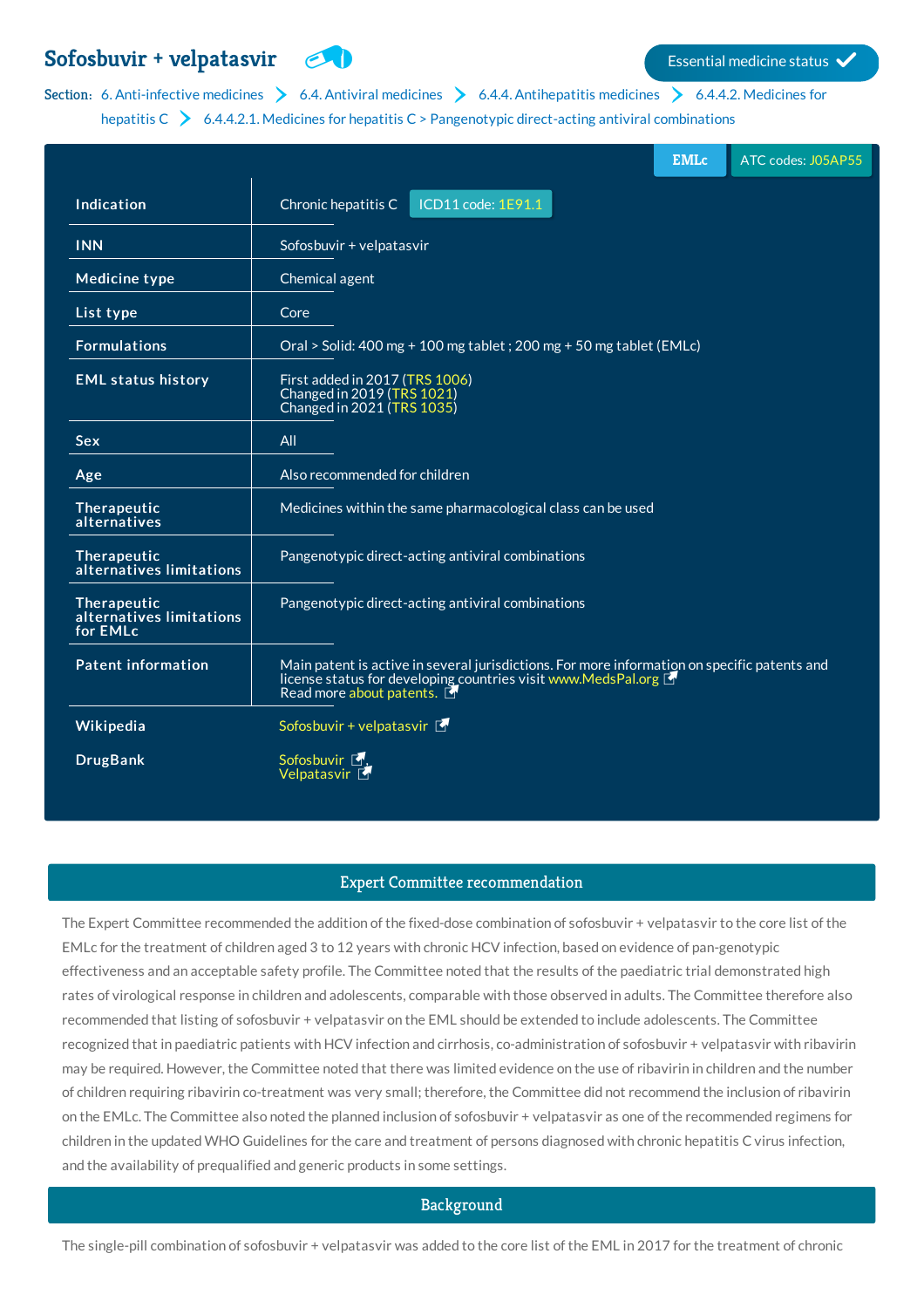# Sofosbuvir + velpatasvir

Essential medicine status ✓

Section: 6. Anti-infective medicines > 6.4. Antiviral medicines > 6.4.4. Antihepatitis medicines > 6.4.4.2. Medicines for hepatitis C > 6.4.4.2.1. Medicines for hepatitis C > Pangenotypic direct-acting antiviral combinations

EMLc | ATC codes: J05AP55

| | |
|---|---|
| **Indication** | Chronic hepatitis C — ICD11 code: 1E91.1 |
| **INN** | Sofosbuvir + velpatasvir |
| **Medicine type** | Chemical agent |
| **List type** | Core |
| **Formulations** | Oral > Solid: 400 mg + 100 mg tablet ; 200 mg + 50 mg tablet (EMLc) |
| **EML status history** | First added in 2017 (TRS 1006)<br>Changed in 2019 (TRS 1021)<br>Changed in 2021 (TRS 1035) |
| **Sex** | All |
| **Age** | Also recommended for children |
| **Therapeutic alternatives** | Medicines within the same pharmacological class can be used |
| **Therapeutic alternatives limitations** | Pangenotypic direct-acting antiviral combinations |
| **Therapeutic alternatives limitations for EMLc** | Pangenotypic direct-acting antiviral combinations |
| **Patent information** | Main patent is active in several jurisdictions. For more information on specific patents and license status for developing countries visit www.MedsPal.org<br>Read more about patents. |
| **Wikipedia** | Sofosbuvir + velpatasvir |
| **DrugBank** | Sofosbuvir<br>Velpatasvir |

## Expert Committee recommendation

The Expert Committee recommended the addition of the fixed-dose combination of sofosbuvir + velpatasvir to the core list of the EMLc for the treatment of children aged 3 to 12 years with chronic HCV infection, based on evidence of pan-genotypic effectiveness and an acceptable safety profile. The Committee noted that the results of the paediatric trial demonstrated high rates of virological response in children and adolescents, comparable with those observed in adults. The Committee therefore also recommended that listing of sofosbuvir + velpatasvir on the EML should be extended to include adolescents. The Committee recognized that in paediatric patients with HCV infection and cirrhosis, co-administration of sofosbuvir + velpatasvir with ribavirin may be required. However, the Committee noted that there was limited evidence on the use of ribavirin in children and the number of children requiring ribavirin co-treatment was very small; therefore, the Committee did not recommend the inclusion of ribavirin on the EMLc. The Committee also noted the planned inclusion of sofosbuvir + velpatasvir as one of the recommended regimens for children in the updated WHO Guidelines for the care and treatment of persons diagnosed with chronic hepatitis C virus infection, and the availability of prequalified and generic products in some settings.

## Background

The single-pill combination of sofosbuvir + velpatasvir was added to the core list of the EML in 2017 for the treatment of chronic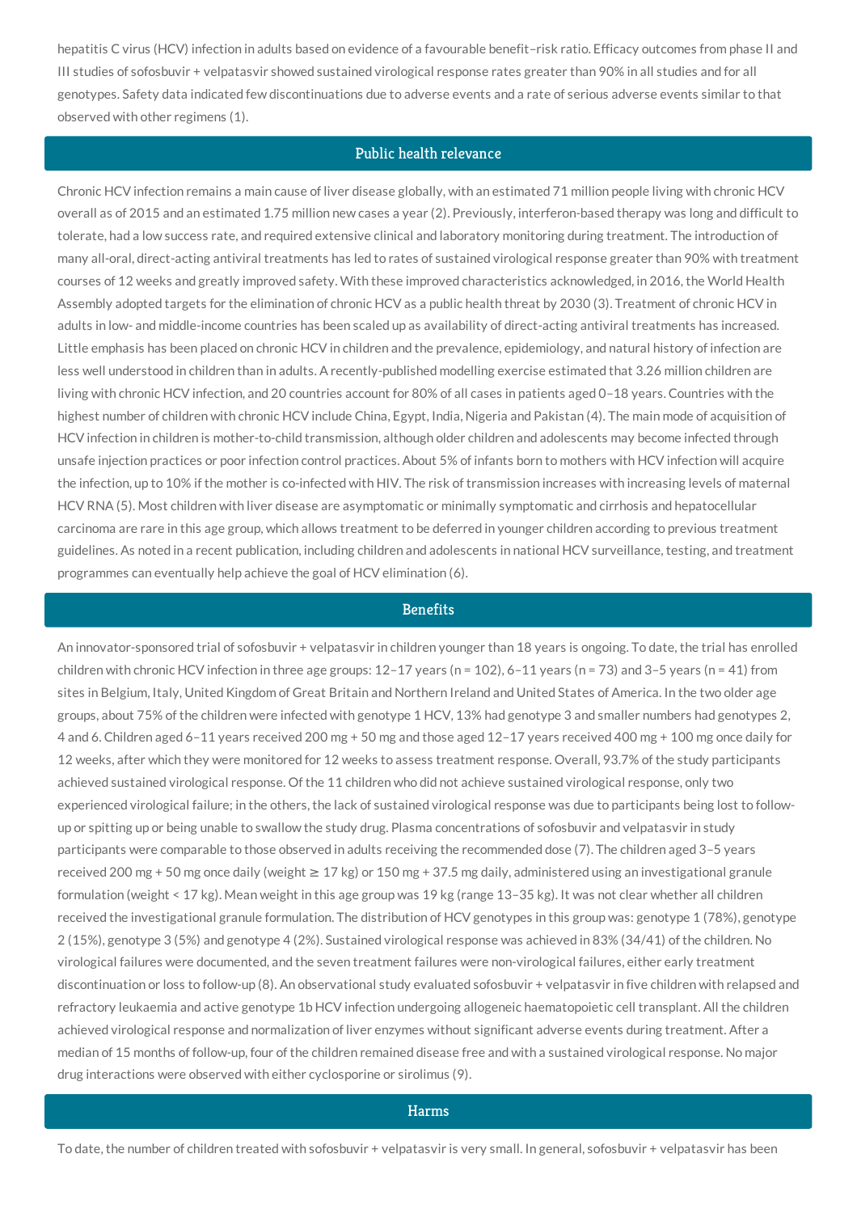hepatitis C virus (HCV) infection in adults based on evidence of a favourable benefit–risk ratio. Efficacy outcomes from phase II and III studies of sofosbuvir + velpatasvir showed sustained virological response rates greater than 90% in all studies and for all genotypes. Safety data indicated few discontinuations due to adverse events and a rate of serious adverse events similar to that observed with other regimens (1).

## Public health relevance

Chronic HCV infection remains a main cause of liver disease globally, with an estimated 71 million people living with chronic HCV overall as of 2015 and an estimated 1.75 million new cases a year (2). Previously, interferon-based therapy was long and difficult to tolerate, had a low success rate, and required extensive clinical and laboratory monitoring during treatment. The introduction of many all-oral, direct-acting antiviral treatments has led to rates of sustained virological response greater than 90% with treatment courses of 12 weeks and greatly improved safety. With these improved characteristics acknowledged, in 2016, the World Health Assembly adopted targets for the elimination of chronic HCV as a public health threat by 2030 (3). Treatment of chronic HCV in adults in low- and middle-income countries has been scaled up as availability of direct-acting antiviral treatments has increased. Little emphasis has been placed on chronic HCV in children and the prevalence, epidemiology, and natural history of infection are less well understood in children than in adults. A recently-published modelling exercise estimated that 3.26 million children are living with chronic HCV infection, and 20 countries account for 80% of all cases in patients aged 0–18 years. Countries with the highest number of children with chronic HCV include China, Egypt, India, Nigeria and Pakistan (4). The main mode of acquisition of HCV infection in children is mother-to-child transmission, although older children and adolescents may become infected through unsafe injection practices or poor infection control practices. About 5% of infants born to mothers with HCV infection will acquire the infection, up to 10% if the mother is co-infected with HIV. The risk of transmission increases with increasing levels of maternal HCV RNA (5). Most children with liver disease are asymptomatic or minimally symptomatic and cirrhosis and hepatocellular carcinoma are rare in this age group, which allows treatment to be deferred in younger children according to previous treatment guidelines. As noted in a recent publication, including children and adolescents in national HCV surveillance, testing, and treatment programmes can eventually help achieve the goal of HCV elimination (6).

## Benefits

An innovator-sponsored trial of sofosbuvir + velpatasvir in children younger than 18 years is ongoing. To date, the trial has enrolled children with chronic HCV infection in three age groups: 12–17 years (n = 102), 6–11 years (n = 73) and 3–5 years (n = 41) from sites in Belgium, Italy, United Kingdom of Great Britain and Northern Ireland and United States of America. In the two older age groups, about 75% of the children were infected with genotype 1 HCV, 13% had genotype 3 and smaller numbers had genotypes 2, 4 and 6. Children aged 6–11 years received 200 mg + 50 mg and those aged 12–17 years received 400 mg + 100 mg once daily for 12 weeks, after which they were monitored for 12 weeks to assess treatment response. Overall, 93.7% of the study participants achieved sustained virological response. Of the 11 children who did not achieve sustained virological response, only two experienced virological failure; in the others, the lack of sustained virological response was due to participants being lost to follow-up or spitting up or being unable to swallow the study drug. Plasma concentrations of sofosbuvir and velpatasvir in study participants were comparable to those observed in adults receiving the recommended dose (7). The children aged 3–5 years received 200 mg + 50 mg once daily (weight ≥ 17 kg) or 150 mg + 37.5 mg daily, administered using an investigational granule formulation (weight < 17 kg). Mean weight in this age group was 19 kg (range 13–35 kg). It was not clear whether all children received the investigational granule formulation. The distribution of HCV genotypes in this group was: genotype 1 (78%), genotype 2 (15%), genotype 3 (5%) and genotype 4 (2%). Sustained virological response was achieved in 83% (34/41) of the children. No virological failures were documented, and the seven treatment failures were non-virological failures, either early treatment discontinuation or loss to follow-up (8). An observational study evaluated sofosbuvir + velpatasvir in five children with relapsed and refractory leukaemia and active genotype 1b HCV infection undergoing allogeneic haematopoietic cell transplant. All the children achieved virological response and normalization of liver enzymes without significant adverse events during treatment. After a median of 15 months of follow-up, four of the children remained disease free and with a sustained virological response. No major drug interactions were observed with either cyclosporine or sirolimus (9).

## Harms

To date, the number of children treated with sofosbuvir + velpatasvir is very small. In general, sofosbuvir + velpatasvir has been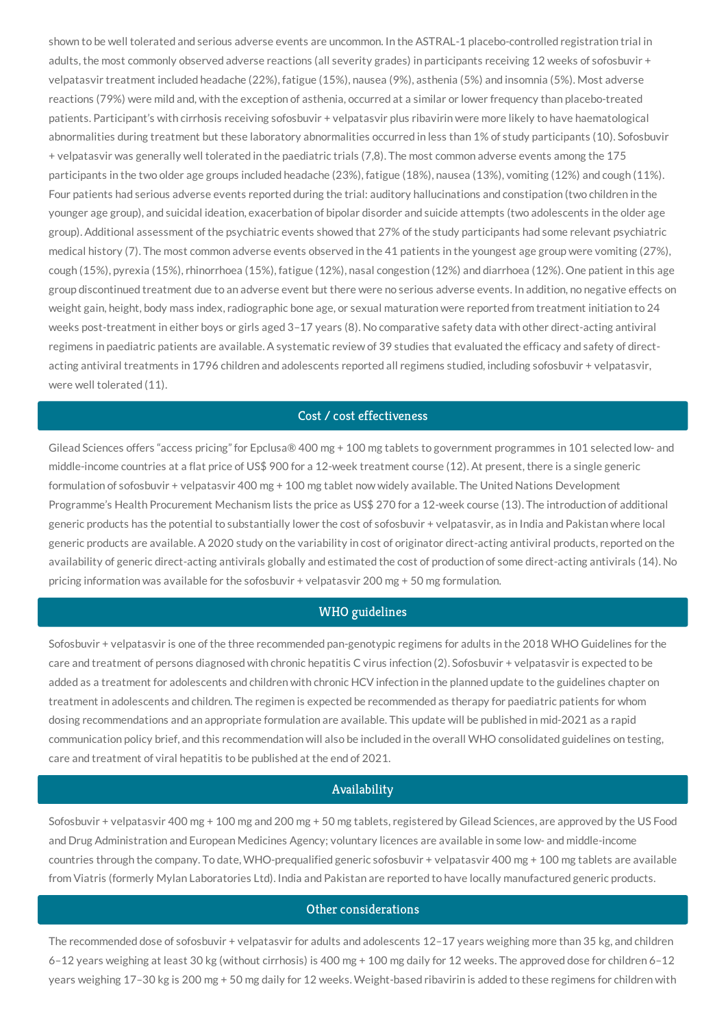shown to be well tolerated and serious adverse events are uncommon. In the ASTRAL-1 placebo-controlled registration trial in adults, the most commonly observed adverse reactions (all severity grades) in participants receiving 12 weeks of sofosbuvir + velpatasvir treatment included headache (22%), fatigue (15%), nausea (9%), asthenia (5%) and insomnia (5%). Most adverse reactions (79%) were mild and, with the exception of asthenia, occurred at a similar or lower frequency than placebo-treated patients. Participant's with cirrhosis receiving sofosbuvir + velpatasvir plus ribavirin were more likely to have haematological abnormalities during treatment but these laboratory abnormalities occurred in less than 1% of study participants (10). Sofosbuvir + velpatasvir was generally well tolerated in the paediatric trials (7,8). The most common adverse events among the 175 participants in the two older age groups included headache (23%), fatigue (18%), nausea (13%), vomiting (12%) and cough (11%). Four patients had serious adverse events reported during the trial: auditory hallucinations and constipation (two children in the younger age group), and suicidal ideation, exacerbation of bipolar disorder and suicide attempts (two adolescents in the older age group). Additional assessment of the psychiatric events showed that 27% of the study participants had some relevant psychiatric medical history (7). The most common adverse events observed in the 41 patients in the youngest age group were vomiting (27%), cough (15%), pyrexia (15%), rhinorrhoea (15%), fatigue (12%), nasal congestion (12%) and diarrhoea (12%). One patient in this age group discontinued treatment due to an adverse event but there were no serious adverse events. In addition, no negative effects on weight gain, height, body mass index, radiographic bone age, or sexual maturation were reported from treatment initiation to 24 weeks post-treatment in either boys or girls aged 3–17 years (8). No comparative safety data with other direct-acting antiviral regimens in paediatric patients are available. A systematic review of 39 studies that evaluated the efficacy and safety of direct-acting antiviral treatments in 1796 children and adolescents reported all regimens studied, including sofosbuvir + velpatasvir, were well tolerated (11).

## Cost / cost effectiveness

Gilead Sciences offers "access pricing" for Epclusa® 400 mg + 100 mg tablets to government programmes in 101 selected low- and middle-income countries at a flat price of US$ 900 for a 12-week treatment course (12). At present, there is a single generic formulation of sofosbuvir + velpatasvir 400 mg + 100 mg tablet now widely available. The United Nations Development Programme's Health Procurement Mechanism lists the price as US$ 270 for a 12-week course (13). The introduction of additional generic products has the potential to substantially lower the cost of sofosbuvir + velpatasvir, as in India and Pakistan where local generic products are available. A 2020 study on the variability in cost of originator direct-acting antiviral products, reported on the availability of generic direct-acting antivirals globally and estimated the cost of production of some direct-acting antivirals (14). No pricing information was available for the sofosbuvir + velpatasvir 200 mg + 50 mg formulation.

## WHO guidelines

Sofosbuvir + velpatasvir is one of the three recommended pan-genotypic regimens for adults in the 2018 WHO Guidelines for the care and treatment of persons diagnosed with chronic hepatitis C virus infection (2). Sofosbuvir + velpatasvir is expected to be added as a treatment for adolescents and children with chronic HCV infection in the planned update to the guidelines chapter on treatment in adolescents and children. The regimen is expected be recommended as therapy for paediatric patients for whom dosing recommendations and an appropriate formulation are available. This update will be published in mid-2021 as a rapid communication policy brief, and this recommendation will also be included in the overall WHO consolidated guidelines on testing, care and treatment of viral hepatitis to be published at the end of 2021.

## Availability

Sofosbuvir + velpatasvir 400 mg + 100 mg and 200 mg + 50 mg tablets, registered by Gilead Sciences, are approved by the US Food and Drug Administration and European Medicines Agency; voluntary licences are available in some low- and middle-income countries through the company. To date, WHO-prequalified generic sofosbuvir + velpatasvir 400 mg + 100 mg tablets are available from Viatris (formerly Mylan Laboratories Ltd). India and Pakistan are reported to have locally manufactured generic products.

## Other considerations

The recommended dose of sofosbuvir + velpatasvir for adults and adolescents 12–17 years weighing more than 35 kg, and children 6–12 years weighing at least 30 kg (without cirrhosis) is 400 mg + 100 mg daily for 12 weeks. The approved dose for children 6–12 years weighing 17–30 kg is 200 mg + 50 mg daily for 12 weeks. Weight-based ribavirin is added to these regimens for children with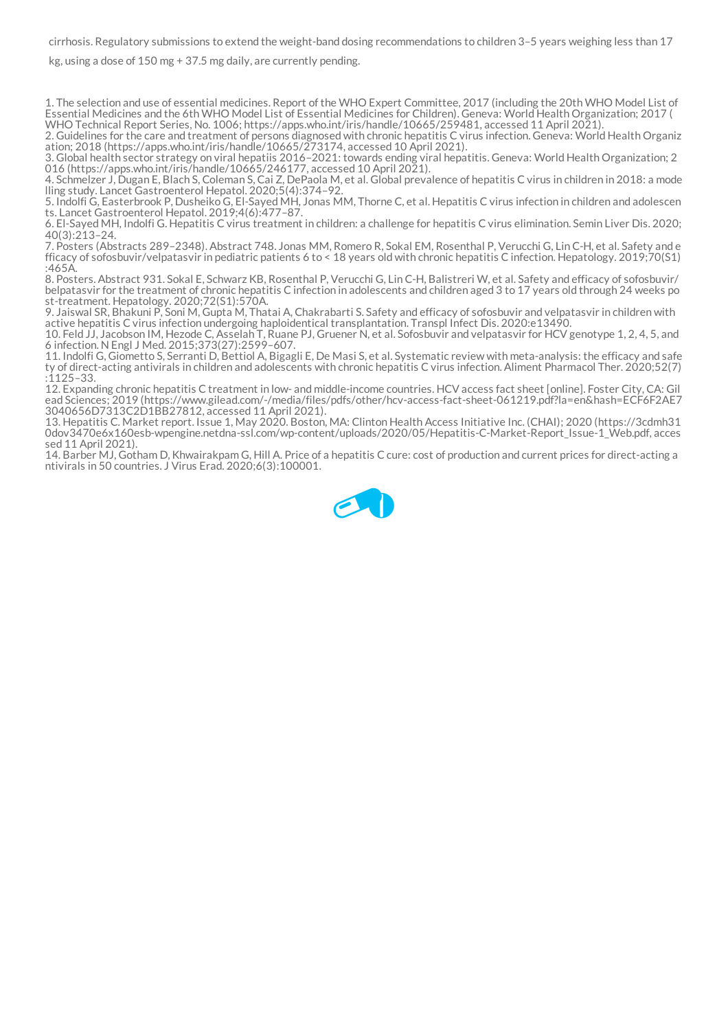cirrhosis. Regulatory submissions to extend the weight-band dosing recommendations to children 3–5 years weighing less than 17 kg, using a dose of 150 mg + 37.5 mg daily, are currently pending.

1. The selection and use of essential medicines. Report of the WHO Expert Committee, 2017 (including the 20th WHO Model List of Essential Medicines and the 6th WHO Model List of Essential Medicines for Children). Geneva: World Health Organization; 2017 (WHO Technical Report Series, No. 1006; https://apps.who.int/iris/handle/10665/259481, accessed 11 April 2021).
2. Guidelines for the care and treatment of persons diagnosed with chronic hepatitis C virus infection. Geneva: World Health Organization; 2018 (https://apps.who.int/iris/handle/10665/273174, accessed 10 April 2021).
3. Global health sector strategy on viral hepatiis 2016–2021: towards ending viral hepatitis. Geneva: World Health Organization; 2016 (https://apps.who.int/iris/handle/10665/246177, accessed 10 April 2021).
4. Schmelzer J, Dugan E, Blach S, Coleman S, Cai Z, DePaola M, et al. Global prevalence of hepatitis C virus in children in 2018: a modelling study. Lancet Gastroenterol Hepatol. 2020;5(4):374–92.
5. Indolfi G, Easterbrook P, Dusheiko G, El-Sayed MH, Jonas MM, Thorne C, et al. Hepatitis C virus infection in children and adolescents. Lancet Gastroenterol Hepatol. 2019;4(6):477–87.
6. El-Sayed MH, Indolfi G. Hepatitis C virus treatment in children: a challenge for hepatitis C virus elimination. Semin Liver Dis. 2020;40(3):213–24.
7. Posters (Abstracts 289–2348). Abstract 748. Jonas MM, Romero R, Sokal EM, Rosenthal P, Verucchi G, Lin C-H, et al. Safety and efficacy of sofosbuvir/velpatasvir in pediatric patients 6 to < 18 years old with chronic hepatitis C infection. Hepatology. 2019;70(S1):465A.
8. Posters. Abstract 931. Sokal E, Schwarz KB, Rosenthal P, Verucchi G, Lin C-H, Balistreri W, et al. Safety and efficacy of sofosbuvir/belpatasvir for the treatment of chronic hepatitis C infection in adolescents and children aged 3 to 17 years old through 24 weeks post-treatment. Hepatology. 2020;72(S1):570A.
9. Jaiswal SR, Bhakuni P, Soni M, Gupta M, Thatai A, Chakrabarti S. Safety and efficacy of sofosbuvir and velpatasvir in children with active hepatitis C virus infection undergoing haploidentical transplantation. Transpl Infect Dis. 2020:e13490.
10. Feld JJ, Jacobson IM, Hezode C, Asselah T, Ruane PJ, Gruener N, et al. Sofosbuvir and velpatasvir for HCV genotype 1, 2, 4, 5, and 6 infection. N Engl J Med. 2015;373(27):2599–607.
11. Indolfi G, Giometto S, Serranti D, Bettiol A, Bigagli E, De Masi S, et al. Systematic review with meta-analysis: the efficacy and safety of direct-acting antivirals in children and adolescents with chronic hepatitis C virus infection. Aliment Pharmacol Ther. 2020;52(7):1125–33.
12. Expanding chronic hepatitis C treatment in low- and middle-income countries. HCV access fact sheet [online]. Foster City, CA: Gilead Sciences; 2019 (https://www.gilead.com/-/media/files/pdfs/other/hcv-access-fact-sheet-061219.pdf?la=en&hash=ECF6F2AE73040656D7313C2D1BB27812, accessed 11 April 2021).
13. Hepatitis C. Market report. Issue 1, May 2020. Boston, MA: Clinton Health Access Initiative Inc. (CHAI); 2020 (https://3cdmh310dov3470e6x160esb-wpengine.netdna-ssl.com/wp-content/uploads/2020/05/Hepatitis-C-Market-Report_Issue-1_Web.pdf, accessed 11 April 2021).
14. Barber MJ, Gotham D, Khwairakpam G, Hill A. Price of a hepatitis C cure: cost of production and current prices for direct-acting antivirals in 50 countries. J Virus Erad. 2020;6(3):100001.